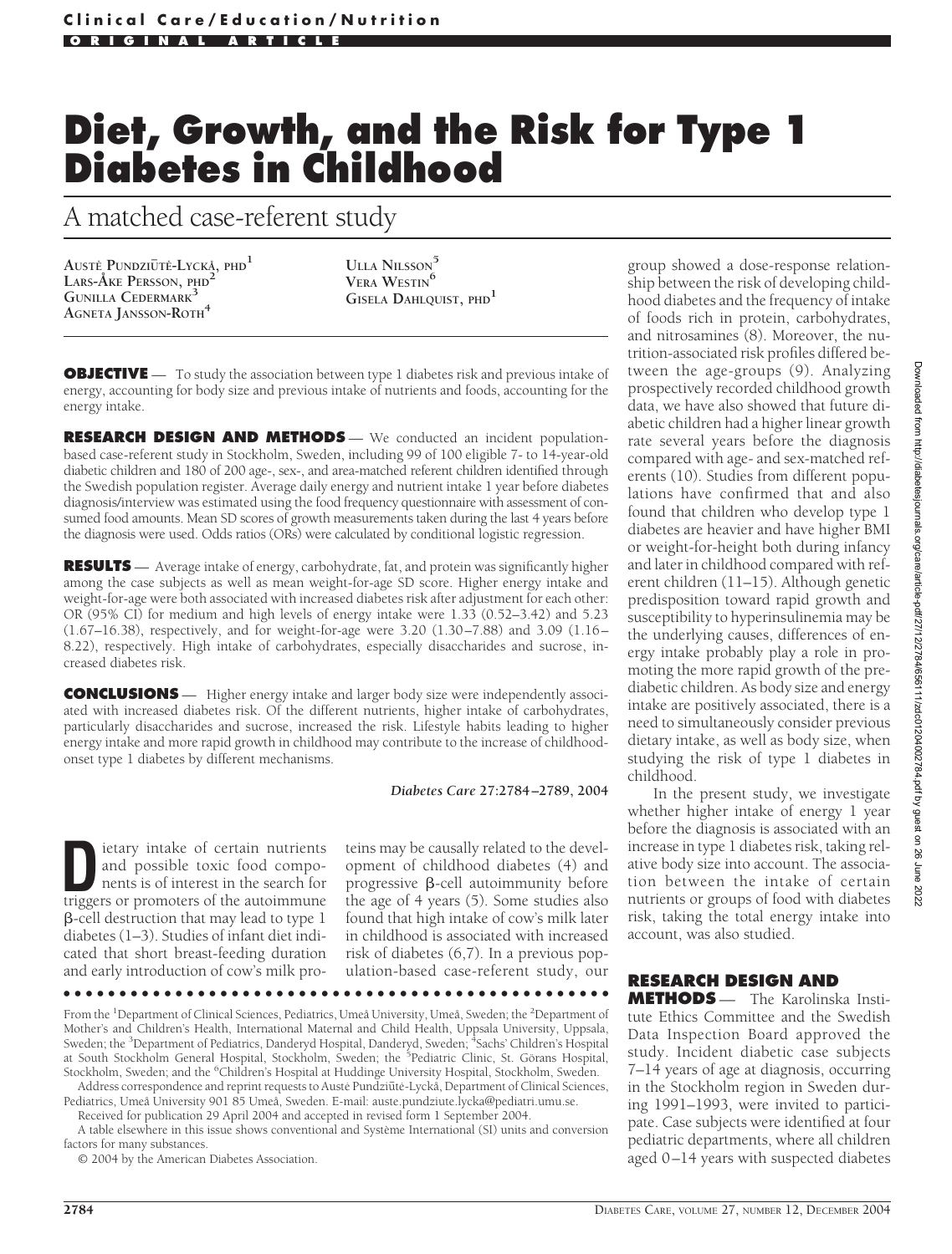Clinical Care/Education/Nutrition

ORIGINAL ARTICLE

# Diet, Growth, and the Risk for Type 1 Diabetes in Childhood

## A matched case-referent study

Austė Pundziūtė-Lyckå, PHD[1]
Lars-Åke Persson, PHD[2]
Gunilla Cedermark[3]
Agneta Jansson-Roth[4]
Ulla Nilsson[5]
Vera Westin[6]
Gisela Dahlquist, PHD[1]

**OBJECTIVE** — To study the association between type 1 diabetes risk and previous intake of energy, accounting for body size and previous intake of nutrients and foods, accounting for the energy intake.

**RESEARCH DESIGN AND METHODS** — We conducted an incident population-based case-referent study in Stockholm, Sweden, including 99 of 100 eligible 7- to 14-year-old diabetic children and 180 of 200 age-, sex-, and area-matched referent children identified through the Swedish population register. Average daily energy and nutrient intake 1 year before diabetes diagnosis/interview was estimated using the food frequency questionnaire with assessment of consumed food amounts. Mean SD scores of growth measurements taken during the last 4 years before the diagnosis were used. Odds ratios (ORs) were calculated by conditional logistic regression.

**RESULTS** — Average intake of energy, carbohydrate, fat, and protein was significantly higher among the case subjects as well as mean weight-for-age SD score. Higher energy intake and weight-for-age were both associated with increased diabetes risk after adjustment for each other: OR (95% CI) for medium and high levels of energy intake were 1.33 (0.52–3.42) and 5.23 (1.67–16.38), respectively, and for weight-for-age were 3.20 (1.30–7.88) and 3.09 (1.16–8.22), respectively. High intake of carbohydrates, especially disaccharides and sucrose, increased diabetes risk.

**CONCLUSIONS** — Higher energy intake and larger body size were independently associated with increased diabetes risk. Of the different nutrients, higher intake of carbohydrates, particularly disaccharides and sucrose, increased the risk. Lifestyle habits leading to higher energy intake and more rapid growth in childhood may contribute to the increase of childhood-onset type 1 diabetes by different mechanisms.

*Diabetes Care* 27:2784–2789, 2004

Dietary intake of certain nutrients and possible toxic food components is of interest in the search for triggers or promoters of the autoimmune β-cell destruction that may lead to type 1 diabetes (1–3). Studies of infant diet indicated that short breast-feeding duration and early introduction of cow's milk proteins may be causally related to the development of childhood diabetes (4) and progressive β-cell autoimmunity before the age of 4 years (5). Some studies also found that high intake of cow's milk later in childhood is associated with increased risk of diabetes (6,7). In a previous population-based case-referent study, our group showed a dose-response relationship between the risk of developing childhood diabetes and the frequency of intake of foods rich in protein, carbohydrates, and nitrosamines (8). Moreover, the nutrition-associated risk profiles differed between the age-groups (9). Analyzing prospectively recorded childhood growth data, we have also showed that future diabetic children had a higher linear growth rate several years before the diagnosis compared with age- and sex-matched referents (10). Studies from different populations have confirmed that and also found that children who develop type 1 diabetes are heavier and have higher BMI or weight-for-height both during infancy and later in childhood compared with referent children (11–15). Although genetic predisposition toward rapid growth and susceptibility to hyperinsulinemia may be the underlying causes, differences of energy intake probably play a role in promoting the more rapid growth of the prediabetic children. As body size and energy intake are positively associated, there is a need to simultaneously consider previous dietary intake, as well as body size, when studying the risk of type 1 diabetes in childhood.

In the present study, we investigate whether higher intake of energy 1 year before the diagnosis is associated with an increase in type 1 diabetes risk, taking relative body size into account. The association between the intake of certain nutrients or groups of food with diabetes risk, taking the total energy intake into account, was also studied.

## RESEARCH DESIGN AND METHODS

The Karolinska Institute Ethics Committee and the Swedish Data Inspection Board approved the study. Incident diabetic case subjects 7–14 years of age at diagnosis, occurring in the Stockholm region in Sweden during 1991–1993, were invited to participate. Case subjects were identified at four pediatric departments, where all children aged 0–14 years with suspected diabetes

---

From the [1]Department of Clinical Sciences, Pediatrics, Umeå University, Umeå, Sweden; the [2]Department of Mother's and Children's Health, International Maternal and Child Health, Uppsala University, Uppsala, Sweden; the [3]Department of Pediatrics, Danderyd Hospital, Danderyd, Sweden; [4]Sachs' Children's Hospital at South Stockholm General Hospital, Stockholm, Sweden; the [5]Pediatric Clinic, St. Görans Hospital, Stockholm, Sweden; and the [6]Children's Hospital at Huddinge University Hospital, Stockholm, Sweden.

Address correspondence and reprint requests to Austė Pundziūtė-Lyckå, Department of Clinical Sciences, Pediatrics, Umeå University 901 85 Umeå, Sweden. E-mail: auste.pundziute.lycka@pediatri.umu.se.

Received for publication 29 April 2004 and accepted in revised form 1 September 2004.

A table elsewhere in this issue shows conventional and Système International (SI) units and conversion factors for many substances.

© 2004 by the American Diabetes Association.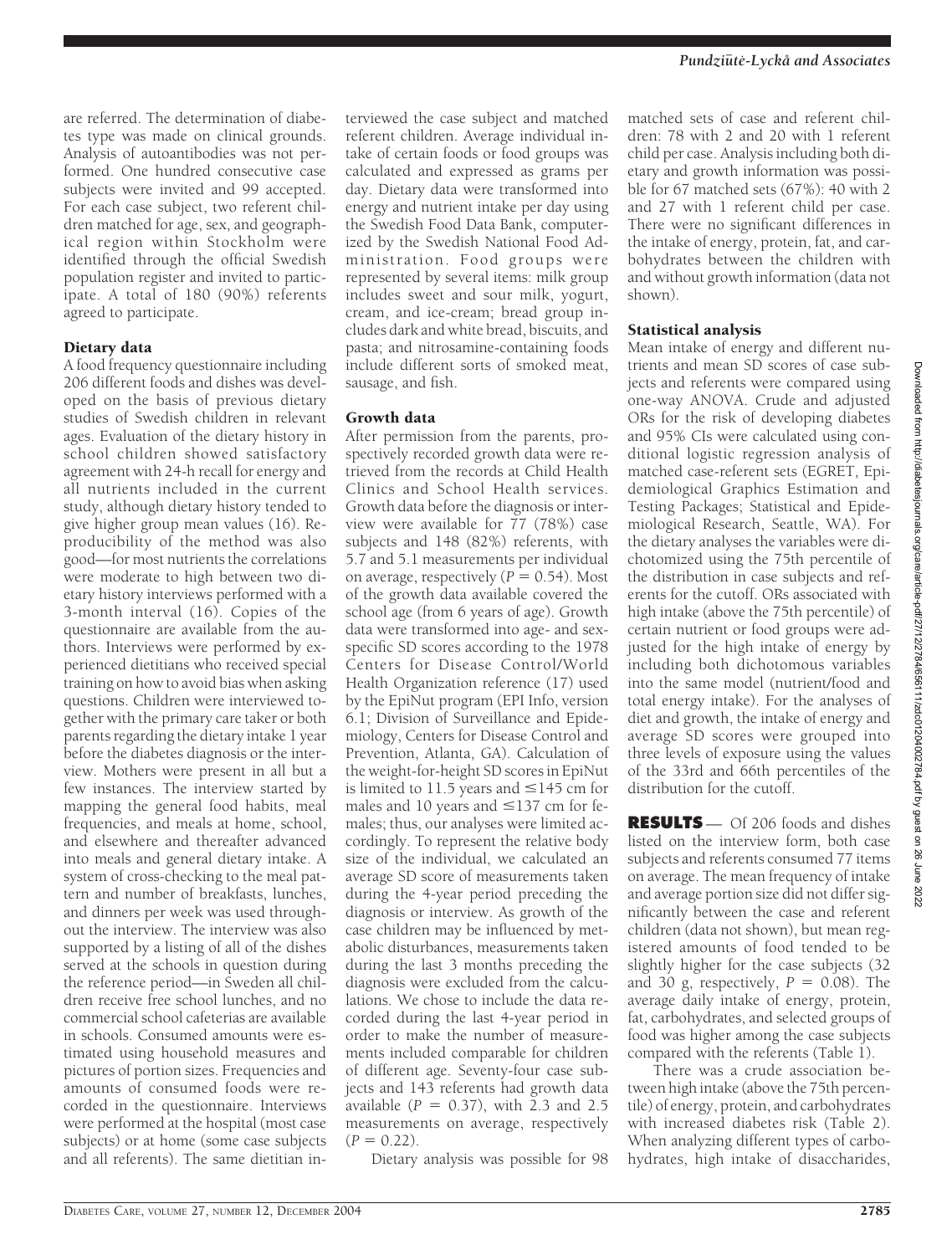are referred. The determination of diabetes type was made on clinical grounds. Analysis of autoantibodies was not performed. One hundred consecutive case subjects were invited and 99 accepted. For each case subject, two referent children matched for age, sex, and geographical region within Stockholm were identified through the official Swedish population register and invited to participate. A total of 180 (90%) referents agreed to participate.

### Dietary data

A food frequency questionnaire including 206 different foods and dishes was developed on the basis of previous dietary studies of Swedish children in relevant ages. Evaluation of the dietary history in school children showed satisfactory agreement with 24-h recall for energy and all nutrients included in the current study, although dietary history tended to give higher group mean values (16). Reproducibility of the method was also good—for most nutrients the correlations were moderate to high between two dietary history interviews performed with a 3-month interval (16). Copies of the questionnaire are available from the authors. Interviews were performed by experienced dietitians who received special training on how to avoid bias when asking questions. Children were interviewed together with the primary care taker or both parents regarding the dietary intake 1 year before the diabetes diagnosis or the interview. Mothers were present in all but a few instances. The interview started by mapping the general food habits, meal frequencies, and meals at home, school, and elsewhere and thereafter advanced into meals and general dietary intake. A system of cross-checking to the meal pattern and number of breakfasts, lunches, and dinners per week was used throughout the interview. The interview was also supported by a listing of all of the dishes served at the schools in question during the reference period—in Sweden all children receive free school lunches, and no commercial school cafeterias are available in schools. Consumed amounts were estimated using household measures and pictures of portion sizes. Frequencies and amounts of consumed foods were recorded in the questionnaire. Interviews were performed at the hospital (most case subjects) or at home (some case subjects and all referents). The same dietitian interviewed the case subject and matched referent children. Average individual intake of certain foods or food groups was calculated and expressed as grams per day. Dietary data were transformed into energy and nutrient intake per day using the Swedish Food Data Bank, computerized by the Swedish National Food Administration. Food groups were represented by several items: milk group includes sweet and sour milk, yogurt, cream, and ice-cream; bread group includes dark and white bread, biscuits, and pasta; and nitrosamine-containing foods include different sorts of smoked meat, sausage, and fish.

### Growth data

After permission from the parents, prospectively recorded growth data were retrieved from the records at Child Health Clinics and School Health services. Growth data before the diagnosis or interview were available for 77 (78%) case subjects and 148 (82%) referents, with 5.7 and 5.1 measurements per individual on average, respectively ($P = 0.54$). Most of the growth data available covered the school age (from 6 years of age). Growth data were transformed into age- and sex-specific SD scores according to the 1978 Centers for Disease Control/World Health Organization reference (17) used by the EpiNut program (EPI Info, version 6.1; Division of Surveillance and Epidemiology, Centers for Disease Control and Prevention, Atlanta, GA). Calculation of the weight-for-height SD scores in EpiNut is limited to 11.5 years and ≤145 cm for males and 10 years and ≤137 cm for females; thus, our analyses were limited accordingly. To represent the relative body size of the individual, we calculated an average SD score of measurements taken during the 4-year period preceding the diagnosis or interview. As growth of the case children may be influenced by metabolic disturbances, measurements taken during the last 3 months preceding the diagnosis were excluded from the calculations. We chose to include the data recorded during the last 4-year period in order to make the number of measurements included comparable for children of different age. Seventy-four case subjects and 143 referents had growth data available ($P = 0.37$), with 2.3 and 2.5 measurements on average, respectively ($P = 0.22$).

Dietary analysis was possible for 98 matched sets of case and referent children: 78 with 2 and 20 with 1 referent child per case. Analysis including both dietary and growth information was possible for 67 matched sets (67%): 40 with 2 and 27 with 1 referent child per case. There were no significant differences in the intake of energy, protein, fat, and carbohydrates between the children with and without growth information (data not shown).

### Statistical analysis

Mean intake of energy and different nutrients and mean SD scores of case subjects and referents were compared using one-way ANOVA. Crude and adjusted ORs for the risk of developing diabetes and 95% CIs were calculated using conditional logistic regression analysis of matched case-referent sets (EGRET, Epidemiological Graphics Estimation and Testing Packages; Statistical and Epidemiological Research, Seattle, WA). For the dietary analyses the variables were dichotomized using the 75th percentile of the distribution in case subjects and referents for the cutoff. ORs associated with high intake (above the 75th percentile) of certain nutrient or food groups were adjusted for the high intake of energy by including both dichotomous variables into the same model (nutrient/food and total energy intake). For the analyses of diet and growth, the intake of energy and average SD scores were grouped into three levels of exposure using the values of the 33rd and 66th percentiles of the distribution for the cutoff.

## RESULTS

Of 206 foods and dishes listed on the interview form, both case subjects and referents consumed 77 items on average. The mean frequency of intake and average portion size did not differ significantly between the case and referent children (data not shown), but mean registered amounts of food tended to be slightly higher for the case subjects (32 and 30 g, respectively, $P = 0.08$). The average daily intake of energy, protein, fat, carbohydrates, and selected groups of food was higher among the case subjects compared with the referents (Table 1).

There was a crude association between high intake (above the 75th percentile) of energy, protein, and carbohydrates with increased diabetes risk (Table 2). When analyzing different types of carbohydrates, high intake of disaccharides,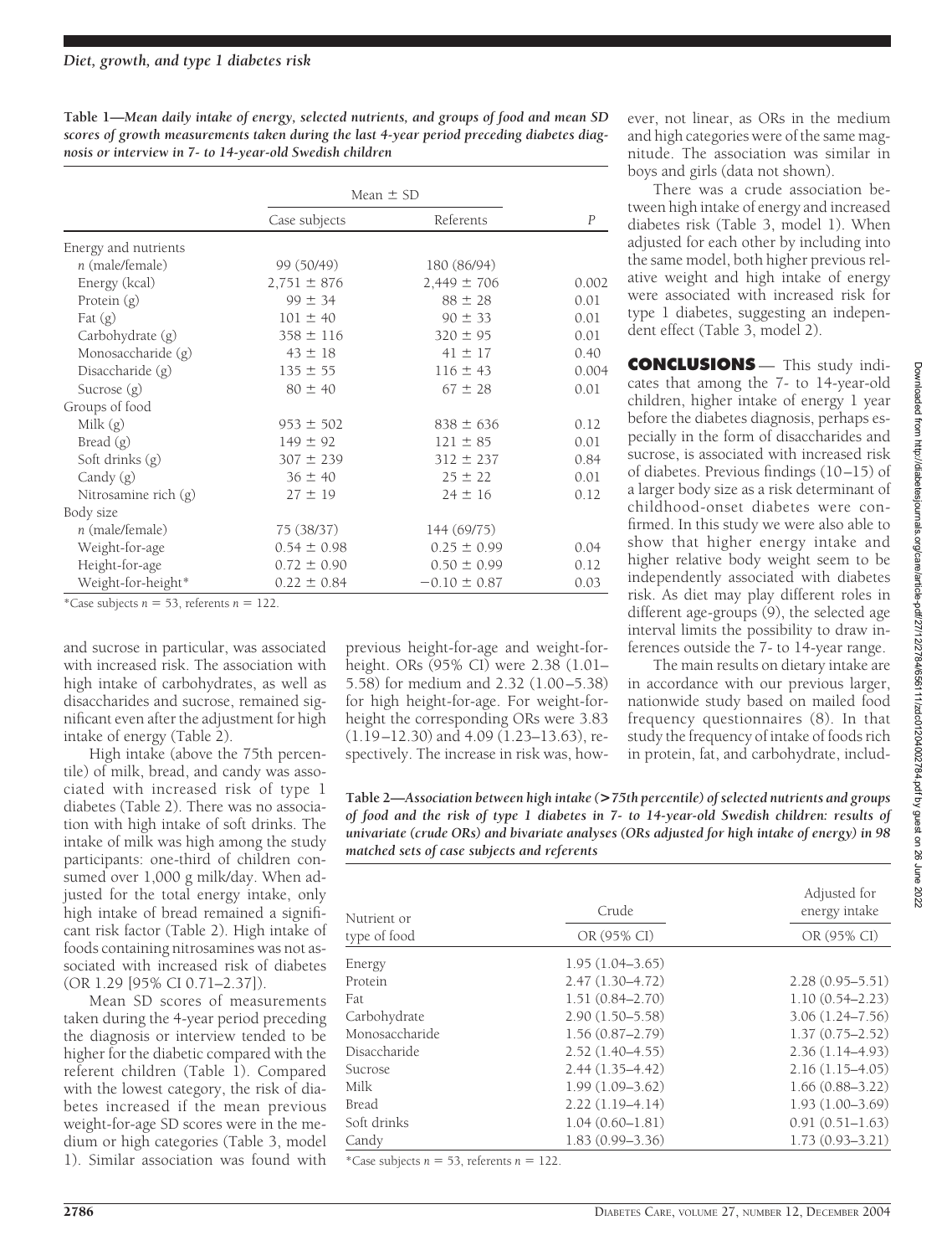**Table 1—Mean daily intake of energy, selected nutrients, and groups of food and mean SD scores of growth measurements taken during the last 4-year period preceding diabetes diagnosis or interview in 7- to 14-year-old Swedish children**

| | Mean ± SD | | |
|---|---|---|---|
| | Case subjects | Referents | *P* |
| Energy and nutrients | | | |
| *n* (male/female) | 99 (50/49) | 180 (86/94) | |
| Energy (kcal) | 2,751 ± 876 | 2,449 ± 706 | 0.002 |
| Protein (g) | 99 ± 34 | 88 ± 28 | 0.01 |
| Fat (g) | 101 ± 40 | 90 ± 33 | 0.01 |
| Carbohydrate (g) | 358 ± 116 | 320 ± 95 | 0.01 |
| Monosaccharide (g) | 43 ± 18 | 41 ± 17 | 0.40 |
| Disaccharide (g) | 135 ± 55 | 116 ± 43 | 0.004 |
| Sucrose (g) | 80 ± 40 | 67 ± 28 | 0.01 |
| Groups of food | | | |
| Milk (g) | 953 ± 502 | 838 ± 636 | 0.12 |
| Bread (g) | 149 ± 92 | 121 ± 85 | 0.01 |
| Soft drinks (g) | 307 ± 239 | 312 ± 237 | 0.84 |
| Candy (g) | 36 ± 40 | 25 ± 22 | 0.01 |
| Nitrosamine rich (g) | 27 ± 19 | 24 ± 16 | 0.12 |
| Body size | | | |
| *n* (male/female) | 75 (38/37) | 144 (69/75) | |
| Weight-for-age | 0.54 ± 0.98 | 0.25 ± 0.99 | 0.04 |
| Height-for-age | 0.72 ± 0.90 | 0.50 ± 0.99 | 0.12 |
| Weight-for-height* | 0.22 ± 0.84 | −0.10 ± 0.87 | 0.03 |

*Case subjects *n* = 53, referents *n* = 122.

and sucrose in particular, was associated with increased risk. The association with high intake of carbohydrates, as well as disaccharides and sucrose, remained significant even after the adjustment for high intake of energy (Table 2).

High intake (above the 75th percentile) of milk, bread, and candy was associated with increased risk of type 1 diabetes (Table 2). There was no association with high intake of soft drinks. The intake of milk was high among the study participants: one-third of children consumed over 1,000 g milk/day. When adjusted for the total energy intake, only high intake of bread remained a significant risk factor (Table 2). High intake of foods containing nitrosamines was not associated with increased risk of diabetes (OR 1.29 [95% CI 0.71–2.37]).

Mean SD scores of measurements taken during the 4-year period preceding the diagnosis or interview tended to be higher for the diabetic compared with the referent children (Table 1). Compared with the lowest category, the risk of diabetes increased if the mean previous weight-for-age SD scores were in the medium or high categories (Table 3, model 1). Similar association was found with previous height-for-age and weight-for-height. ORs (95% CI) were 2.38 (1.01–5.58) for medium and 2.32 (1.00–5.38) for high height-for-age. For weight-for-height the corresponding ORs were 3.83 (1.19–12.30) and 4.09 (1.23–13.63), respectively. The increase in risk was, however, not linear, as ORs in the medium and high categories were of the same magnitude. The association was similar in boys and girls (data not shown).

There was a crude association between high intake of energy and increased diabetes risk (Table 3, model 1). When adjusted for each other by including into the same model, both higher previous relative weight and high intake of energy were associated with increased risk for type 1 diabetes, suggesting an independent effect (Table 3, model 2).

## CONCLUSIONS

This study indicates that among the 7- to 14-year-old children, higher intake of energy 1 year before the diabetes diagnosis, perhaps especially in the form of disaccharides and sucrose, is associated with increased risk of diabetes. Previous findings (10–15) of a larger body size as a risk determinant of childhood-onset diabetes were confirmed. In this study we were also able to show that higher energy intake and higher relative body weight seem to be independently associated with diabetes risk. As diet may play different roles in different age-groups (9), the selected age interval limits the possibility to draw inferences outside the 7- to 14-year range.

The main results on dietary intake are in accordance with our previous larger, nationwide study based on mailed food frequency questionnaires (8). In that study the frequency of intake of foods rich in protein, fat, and carbohydrate, includ-

**Table 2—Association between high intake (>75th percentile) of selected nutrients and groups of food and the risk of type 1 diabetes in 7- to 14-year-old Swedish children: results of univariate (crude ORs) and bivariate analyses (ORs adjusted for high intake of energy) in 98 matched sets of case subjects and referents**

| Nutrient or type of food | Crude | Adjusted for energy intake |
|---|---|---|
| | OR (95% CI) | OR (95% CI) |
| Energy | 1.95 (1.04–3.65) | |
| Protein | 2.47 (1.30–4.72) | 2.28 (0.95–5.51) |
| Fat | 1.51 (0.84–2.70) | 1.10 (0.54–2.23) |
| Carbohydrate | 2.90 (1.50–5.58) | 3.06 (1.24–7.56) |
| Monosaccharide | 1.56 (0.87–2.79) | 1.37 (0.75–2.52) |
| Disaccharide | 2.52 (1.40–4.55) | 2.36 (1.14–4.93) |
| Sucrose | 2.44 (1.35–4.42) | 2.16 (1.15–4.05) |
| Milk | 1.99 (1.09–3.62) | 1.66 (0.88–3.22) |
| Bread | 2.22 (1.19–4.14) | 1.93 (1.00–3.69) |
| Soft drinks | 1.04 (0.60–1.81) | 0.91 (0.51–1.63) |
| Candy | 1.83 (0.99–3.36) | 1.73 (0.93–3.21) |

*Case subjects *n* = 53, referents *n* = 122.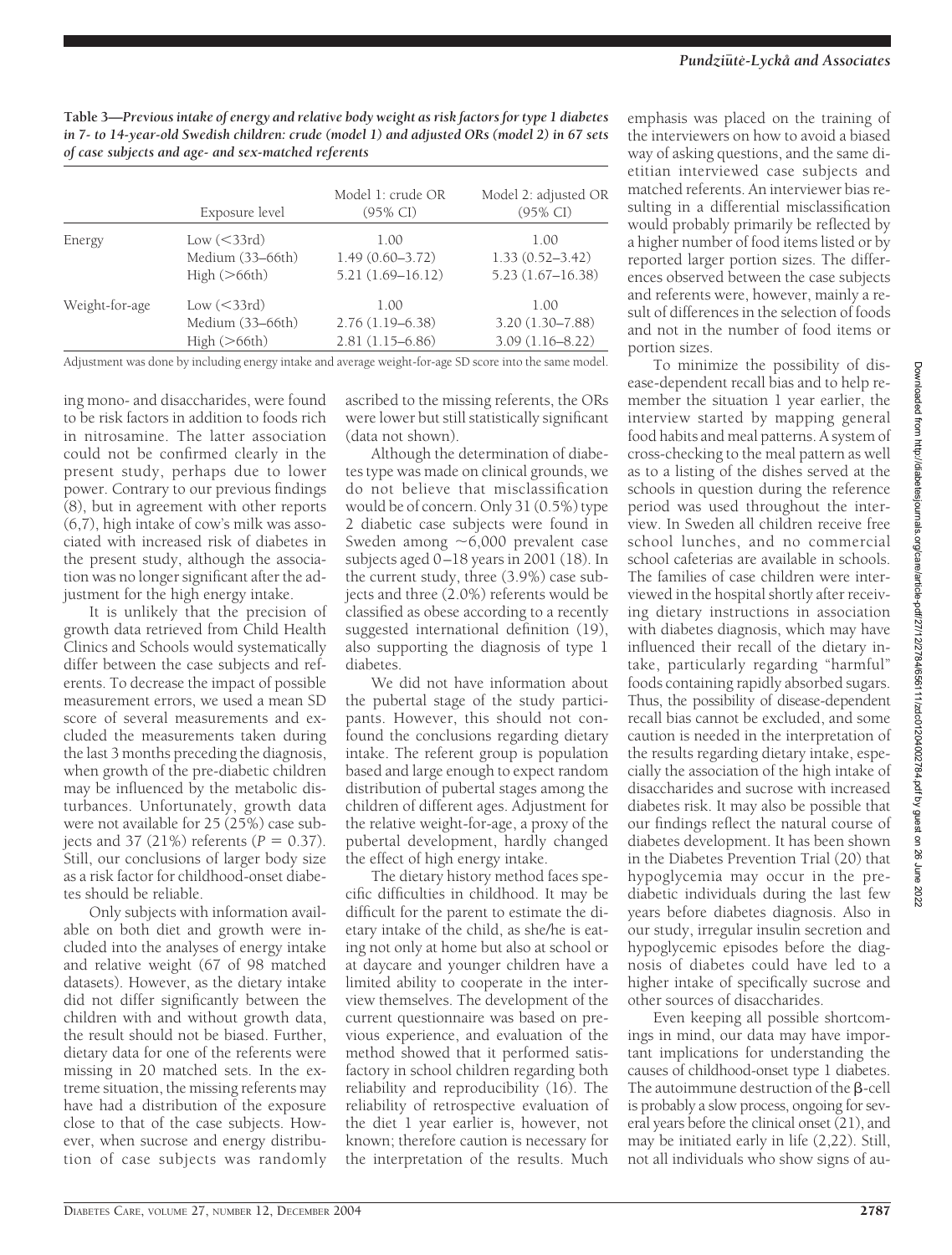**Table 3—*Previous intake of energy and relative body weight as risk factors for type 1 diabetes in 7- to 14-year-old Swedish children: crude (model 1) and adjusted ORs (model 2) in 67 sets of case subjects and age- and sex-matched referents***

| | Exposure level | Model 1: crude OR (95% CI) | Model 2: adjusted OR (95% CI) |
|---|---|---|---|
| Energy | Low (<33rd) | 1.00 | 1.00 |
| | Medium (33–66th) | 1.49 (0.60–3.72) | 1.33 (0.52–3.42) |
| | High (>66th) | 5.21 (1.69–16.12) | 5.23 (1.67–16.38) |
| Weight-for-age | Low (<33rd) | 1.00 | 1.00 |
| | Medium (33–66th) | 2.76 (1.19–6.38) | 3.20 (1.30–7.88) |
| | High (>66th) | 2.81 (1.15–6.86) | 3.09 (1.16–8.22) |

Adjustment was done by including energy intake and average weight-for-age SD score into the same model.

ing mono- and disaccharides, were found to be risk factors in addition to foods rich in nitrosamine. The latter association could not be confirmed clearly in the present study, perhaps due to lower power. Contrary to our previous findings (8), but in agreement with other reports (6,7), high intake of cow's milk was associated with increased risk of diabetes in the present study, although the association was no longer significant after the adjustment for the high energy intake.

It is unlikely that the precision of growth data retrieved from Child Health Clinics and Schools would systematically differ between the case subjects and referents. To decrease the impact of possible measurement errors, we used a mean SD score of several measurements and excluded the measurements taken during the last 3 months preceding the diagnosis, when growth of the pre-diabetic children may be influenced by the metabolic disturbances. Unfortunately, growth data were not available for 25 (25%) case subjects and 37 (21%) referents ($P = 0.37$). Still, our conclusions of larger body size as a risk factor for childhood-onset diabetes should be reliable.

Only subjects with information available on both diet and growth were included into the analyses of energy intake and relative weight (67 of 98 matched datasets). However, as the dietary intake did not differ significantly between the children with and without growth data, the result should not be biased. Further, dietary data for one of the referents were missing in 20 matched sets. In the extreme situation, the missing referents may have had a distribution of the exposure close to that of the case subjects. However, when sucrose and energy distribution of case subjects was randomly ascribed to the missing referents, the ORs were lower but still statistically significant (data not shown).

Although the determination of diabetes type was made on clinical grounds, we do not believe that misclassification would be of concern. Only 31 (0.5%) type 2 diabetic case subjects were found in Sweden among ~6,000 prevalent case subjects aged 0–18 years in 2001 (18). In the current study, three (3.9%) case subjects and three (2.0%) referents would be classified as obese according to a recently suggested international definition (19), also supporting the diagnosis of type 1 diabetes.

We did not have information about the pubertal stage of the study participants. However, this should not confound the conclusions regarding dietary intake. The referent group is population based and large enough to expect random distribution of pubertal stages among the children of different ages. Adjustment for the relative weight-for-age, a proxy of the pubertal development, hardly changed the effect of high energy intake.

The dietary history method faces specific difficulties in childhood. It may be difficult for the parent to estimate the dietary intake of the child, as she/he is eating not only at home but also at school or at daycare and younger children have a limited ability to cooperate in the interview themselves. The development of the current questionnaire was based on previous experience, and evaluation of the method showed that it performed satisfactory in school children regarding both reliability and reproducibility (16). The reliability of retrospective evaluation of the diet 1 year earlier is, however, not known; therefore caution is necessary for the interpretation of the results. Much emphasis was placed on the training of the interviewers on how to avoid a biased way of asking questions, and the same dietitian interviewed case subjects and matched referents. An interviewer bias resulting in a differential misclassification would probably primarily be reflected by a higher number of food items listed or by reported larger portion sizes. The differences observed between the case subjects and referents were, however, mainly a result of differences in the selection of foods and not in the number of food items or portion sizes.

To minimize the possibility of disease-dependent recall bias and to help remember the situation 1 year earlier, the interview started by mapping general food habits and meal patterns. A system of cross-checking to the meal pattern as well as to a listing of the dishes served at the schools in question during the reference period was used throughout the interview. In Sweden all children receive free school lunches, and no commercial school cafeterias are available in schools. The families of case children were interviewed in the hospital shortly after receiving dietary instructions in association with diabetes diagnosis, which may have influenced their recall of the dietary intake, particularly regarding "harmful" foods containing rapidly absorbed sugars. Thus, the possibility of disease-dependent recall bias cannot be excluded, and some caution is needed in the interpretation of the results regarding dietary intake, especially the association of the high intake of disaccharides and sucrose with increased diabetes risk. It may also be possible that our findings reflect the natural course of diabetes development. It has been shown in the Diabetes Prevention Trial (20) that hypoglycemia may occur in the prediabetic individuals during the last few years before diabetes diagnosis. Also in our study, irregular insulin secretion and hypoglycemic episodes before the diagnosis of diabetes could have led to a higher intake of specifically sucrose and other sources of disaccharides.

Even keeping all possible shortcomings in mind, our data may have important implications for understanding the causes of childhood-onset type 1 diabetes. The autoimmune destruction of the β-cell is probably a slow process, ongoing for several years before the clinical onset (21), and may be initiated early in life (2,22). Still, not all individuals who show signs of au-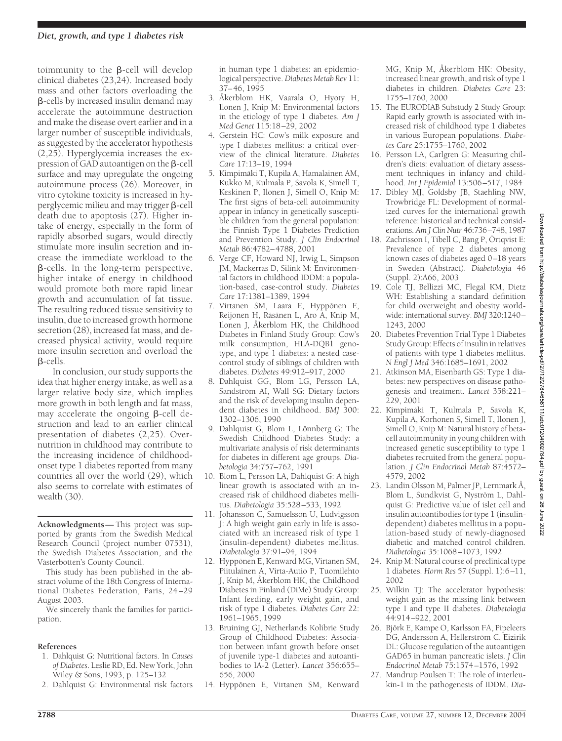toimmunity to the β-cell will develop clinical diabetes (23,24). Increased body mass and other factors overloading the β-cells by increased insulin demand may accelerate the autoimmune destruction and make the disease overt earlier and in a larger number of susceptible individuals, as suggested by the accelerator hypothesis (2,25). Hyperglycemia increases the expression of GAD autoantigen on the β-cell surface and may upregulate the ongoing autoimmune process (26). Moreover, in vitro cytokine toxicity is increased in hyperglycemic milieu and may trigger β-cell death due to apoptosis (27). Higher intake of energy, especially in the form of rapidly absorbed sugars, would directly stimulate more insulin secretion and increase the immediate workload to the β-cells. In the long-term perspective, higher intake of energy in childhood would promote both more rapid linear growth and accumulation of fat tissue. The resulting reduced tissue sensitivity to insulin, due to increased growth hormone secretion (28), increased fat mass, and decreased physical activity, would require more insulin secretion and overload the β-cells.

In conclusion, our study supports the idea that higher energy intake, as well as a larger relative body size, which implies more growth in both length and fat mass, may accelerate the ongoing β-cell destruction and lead to an earlier clinical presentation of diabetes (2,25). Overnutrition in childhood may contribute to the increasing incidence of childhood-onset type 1 diabetes reported from many countries all over the world (29), which also seems to correlate with estimates of wealth (30).

**Acknowledgments**— This project was supported by grants from the Swedish Medical Research Council (project number 07531), the Swedish Diabetes Association, and the Västerbotten's County Council.

This study has been published in the abstract volume of the 18th Congress of International Diabetes Federation, Paris, 24–29 August 2003.

We sincerely thank the families for participation.

## References

1. Dahlquist G: Nutritional factors. In *Causes of Diabetes*. Leslie RD, Ed. New York, John Wiley & Sons, 1993, p. 125–132
2. Dahlquist G: Environmental risk factors in human type 1 diabetes: an epidemiological perspective. *Diabetes Metab Rev* 11: 37–46, 1995
3. Åkerblom HK, Vaarala O, Hyoty H, Ilonen J, Knip M: Environmental factors in the etiology of type 1 diabetes. *Am J Med Genet* 115:18–29, 2002
4. Gerstein HC: Cow's milk exposure and type I diabetes mellitus: a critical overview of the clinical literature. *Diabetes Care* 17:13–19, 1994
5. Kimpimäki T, Kupila A, Hamalainen AM, Kukko M, Kulmala P, Savola K, Simell T, Keskinen P, Ilonen J, Simell O, Knip M: The first signs of beta-cell autoimmunity appear in infancy in genetically susceptible children from the general population: the Finnish Type 1 Diabetes Prediction and Prevention Study. *J Clin Endocrinol Metab* 86:4782–4788, 2001
6. Verge CF, Howard NJ, Irwig L, Simpson JM, Mackerras D, Silink M: Environmental factors in childhood IDDM: a population-based, case-control study. *Diabetes Care* 17:1381–1389, 1994
7. Virtanen SM, Laara E, Hyppönen E, Reijonen H, Räsänen L, Aro A, Knip M, Ilonen J, Åkerblom HK, the Childhood Diabetes in Finland Study Group: Cow's milk consumption, HLA-DQB1 genotype, and type 1 diabetes: a nested case-control study of siblings of children with diabetes. *Diabetes* 49:912–917, 2000
8. Dahlquist GG, Blom LG, Persson LA, Sandström AI, Wall SG: Dietary factors and the risk of developing insulin dependent diabetes in childhood. *BMJ* 300: 1302–1306, 1990
9. Dahlquist G, Blom L, Lönnberg G: The Swedish Childhood Diabetes Study: a multivariate analysis of risk determinants for diabetes in different age groups. *Diabetologia* 34:757–762, 1991
10. Blom L, Persson LA, Dahlquist G: A high linear growth is associated with an increased risk of childhood diabetes mellitus. *Diabetologia* 35:528–533, 1992
11. Johansson C, Samuelsson U, Ludvigsson J: A high weight gain early in life is associated with an increased risk of type 1 (insulin-dependent) diabetes mellitus. *Diabetologia* 37:91–94, 1994
12. Hyppönen E, Kenward MG, Virtanen SM, Piitulainen A, Virta-Autio P, Tuomilehto J, Knip M, Åkerblom HK, the Childhood Diabetes in Finland (DiMe) Study Group: Infant feeding, early weight gain, and risk of type 1 diabetes. *Diabetes Care* 22: 1961–1965, 1999
13. Bruining GJ, Netherlands Kolibrie Study Group of Childhood Diabetes: Association between infant growth before onset of juvenile type-1 diabetes and autoantibodies to IA-2 (Letter). *Lancet* 356:655–656, 2000
14. Hyppönen E, Virtanen SM, Kenward MG, Knip M, Åkerblom HK: Obesity, increased linear growth, and risk of type 1 diabetes in children. *Diabetes Care* 23: 1755–1760, 2000
15. The EURODIAB Substudy 2 Study Group: Rapid early growth is associated with increased risk of childhood type 1 diabetes in various European populations. *Diabetes Care* 25:1755–1760, 2002
16. Persson LA, Carlgren G: Measuring children's diets: evaluation of dietary assessment techniques in infancy and childhood. *Int J Epidemiol* 13:506–517, 1984
17. Dibley MJ, Goldsby JB, Staehling NW, Trowbridge FL: Development of normalized curves for the international growth reference: historical and technical considerations. *Am J Clin Nutr* 46:736–748, 1987
18. Zachrisson I, Tibell C, Bang P, Örtqvist E: Prevalence of type 2 diabetes among known cases of diabetes aged 0–18 years in Sweden (Abstract). *Diabetologia* 46 (Suppl. 2):A66, 2003
19. Cole TJ, Bellizzi MC, Flegal KM, Dietz WH: Establishing a standard definition for child overweight and obesity worldwide: international survey. *BMJ* 320:1240–1243, 2000
20. Diabetes Prevention Trial Type 1 Diabetes Study Group: Effects of insulin in relatives of patients with type 1 diabetes mellitus. *N Engl J Med* 346:1685–1691, 2002
21. Atkinson MA, Eisenbarth GS: Type 1 diabetes: new perspectives on disease pathogenesis and treatment. *Lancet* 358:221–229, 2001
22. Kimpimäki T, Kulmala P, Savola K, Kupila A, Korhonen S, Simell T, Ilonen J, Simell O, Knip M: Natural history of beta-cell autoimmunity in young children with increased genetic susceptibility to type 1 diabetes recruited from the general population. *J Clin Endocrinol Metab* 87:4572–4579, 2002
23. Landin Olsson M, Palmer JP, Lernmark Å, Blom L, Sundkvist G, Nyström L, Dahlquist G: Predictive value of islet cell and insulin autoantibodies for type 1 (insulin-dependent) diabetes mellitus in a population-based study of newly-diagnosed diabetic and matched control children. *Diabetologia* 35:1068–1073, 1992
24. Knip M: Natural course of preclinical type 1 diabetes. *Horm Res* 57 (Suppl. 1):6–11, 2002
25. Wilkin TJ: The accelerator hypothesis: weight gain as the missing link between type I and type II diabetes. *Diabetologia* 44:914–922, 2001
26. Björk E, Kampe O, Karlsson FA, Pipeleers DG, Andersson A, Hellerström C, Eizirik DL: Glucose regulation of the autoantigen GAD65 in human pancreatic islets. *J Clin Endocrinol Metab* 75:1574–1576, 1992
27. Mandrup Poulsen T: The role of interleukin-1 in the pathogenesis of IDDM. *Dia-*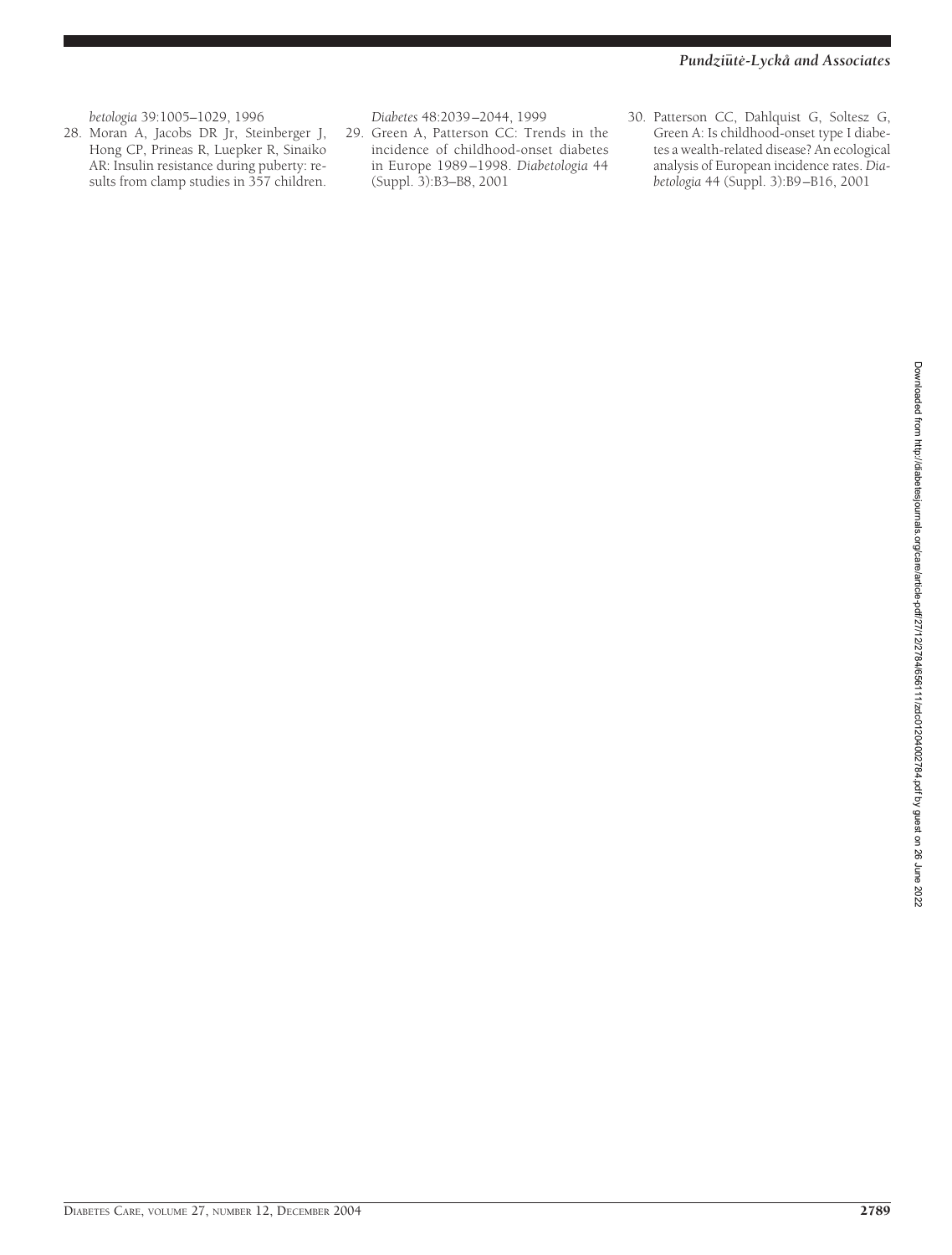betologia 39:1005–1029, 1996

28. Moran A, Jacobs DR Jr, Steinberger J, Hong CP, Prineas R, Luepker R, Sinaiko AR: Insulin resistance during puberty: results from clamp studies in 357 children. *Diabetes* 48:2039–2044, 1999
29. Green A, Patterson CC: Trends in the incidence of childhood-onset diabetes in Europe 1989–1998. *Diabetologia* 44 (Suppl. 3):B3–B8, 2001
30. Patterson CC, Dahlquist G, Soltesz G, Green A: Is childhood-onset type I diabetes a wealth-related disease? An ecological analysis of European incidence rates. *Diabetologia* 44 (Suppl. 3):B9–B16, 2001